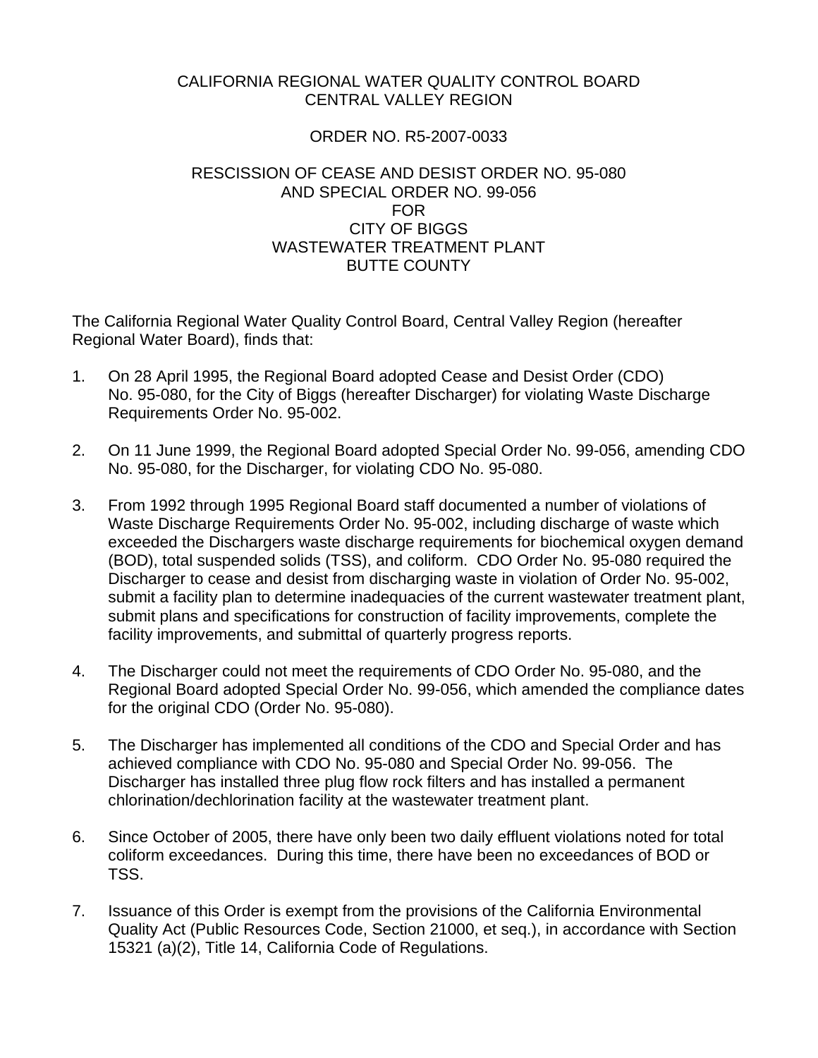CALIFORNIA REGIONAL WATER QUALITY CONTROL BOARD
CENTRAL VALLEY REGION

ORDER NO. R5-2007-0033

RESCISSION OF CEASE AND DESIST ORDER NO. 95-080
AND SPECIAL ORDER NO. 99-056
FOR
CITY OF BIGGS
WASTEWATER TREATMENT PLANT
BUTTE COUNTY

The California Regional Water Quality Control Board, Central Valley Region (hereafter Regional Water Board), finds that:

1. On 28 April 1995, the Regional Board adopted Cease and Desist Order (CDO) No. 95-080, for the City of Biggs (hereafter Discharger) for violating Waste Discharge Requirements Order No. 95-002.

2. On 11 June 1999, the Regional Board adopted Special Order No. 99-056, amending CDO No. 95-080, for the Discharger, for violating CDO No. 95-080.

3. From 1992 through 1995 Regional Board staff documented a number of violations of Waste Discharge Requirements Order No. 95-002, including discharge of waste which exceeded the Dischargers waste discharge requirements for biochemical oxygen demand (BOD), total suspended solids (TSS), and coliform. CDO Order No. 95-080 required the Discharger to cease and desist from discharging waste in violation of Order No. 95-002, submit a facility plan to determine inadequacies of the current wastewater treatment plant, submit plans and specifications for construction of facility improvements, complete the facility improvements, and submittal of quarterly progress reports.

4. The Discharger could not meet the requirements of CDO Order No. 95-080, and the Regional Board adopted Special Order No. 99-056, which amended the compliance dates for the original CDO (Order No. 95-080).

5. The Discharger has implemented all conditions of the CDO and Special Order and has achieved compliance with CDO No. 95-080 and Special Order No. 99-056. The Discharger has installed three plug flow rock filters and has installed a permanent chlorination/dechlorination facility at the wastewater treatment plant.

6. Since October of 2005, there have only been two daily effluent violations noted for total coliform exceedances. During this time, there have been no exceedances of BOD or TSS.

7. Issuance of this Order is exempt from the provisions of the California Environmental Quality Act (Public Resources Code, Section 21000, et seq.), in accordance with Section 15321 (a)(2), Title 14, California Code of Regulations.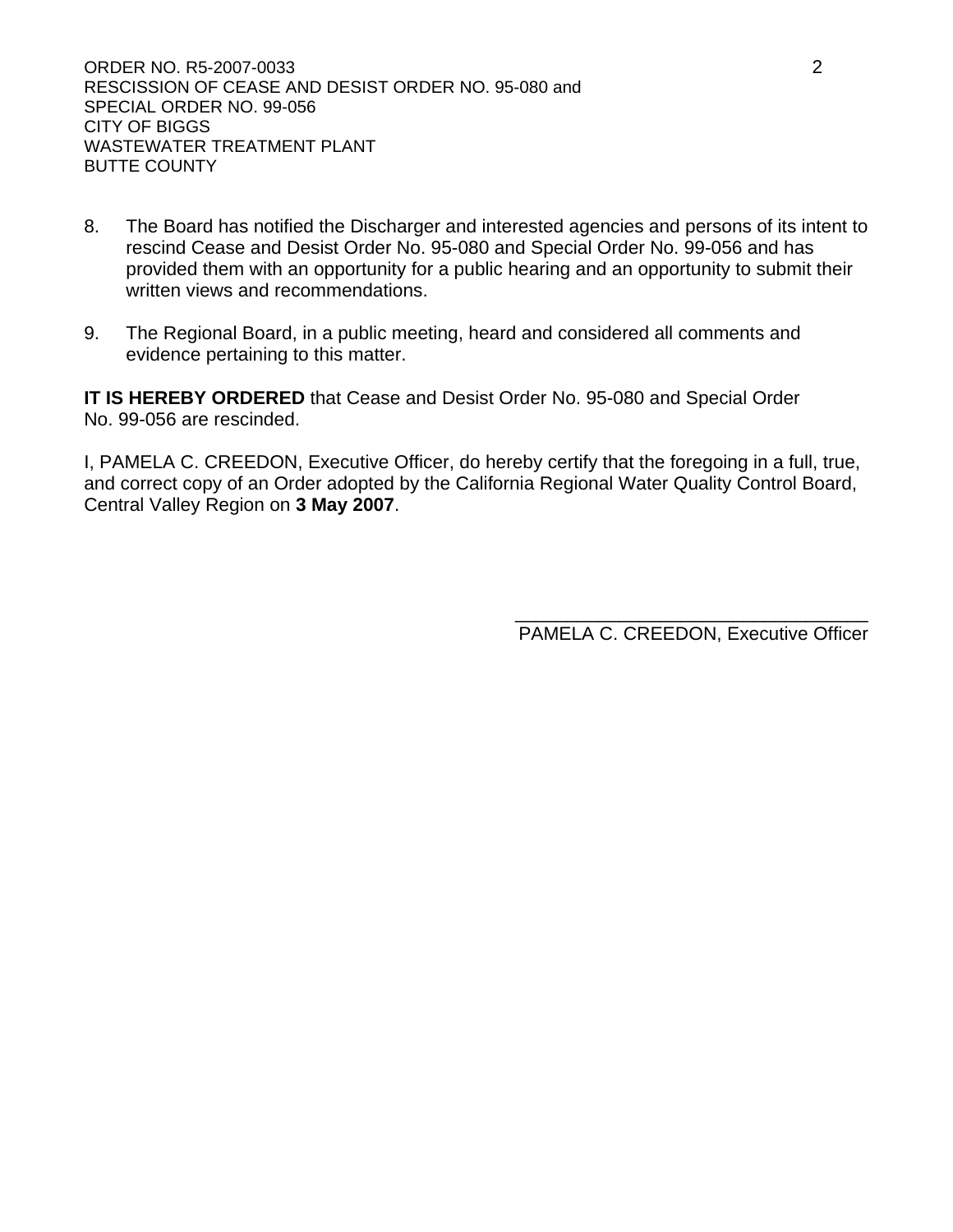8. The Board has notified the Discharger and interested agencies and persons of its intent to rescind Cease and Desist Order No. 95-080 and Special Order No. 99-056 and has provided them with an opportunity for a public hearing and an opportunity to submit their written views and recommendations.

9. The Regional Board, in a public meeting, heard and considered all comments and evidence pertaining to this matter.

**IT IS HEREBY ORDERED** that Cease and Desist Order No. 95-080 and Special Order No. 99-056 are rescinded.

I, PAMELA C. CREEDON, Executive Officer, do hereby certify that the foregoing in a full, true, and correct copy of an Order adopted by the California Regional Water Quality Control Board, Central Valley Region on **3 May 2007**.

\_\_\_\_\_\_\_\_\_\_\_\_\_\_\_\_\_\_\_\_\_\_\_\_\_\_\_\_\_\_\_\_\_\_\_\_

PAMELA C. CREEDON, Executive Officer